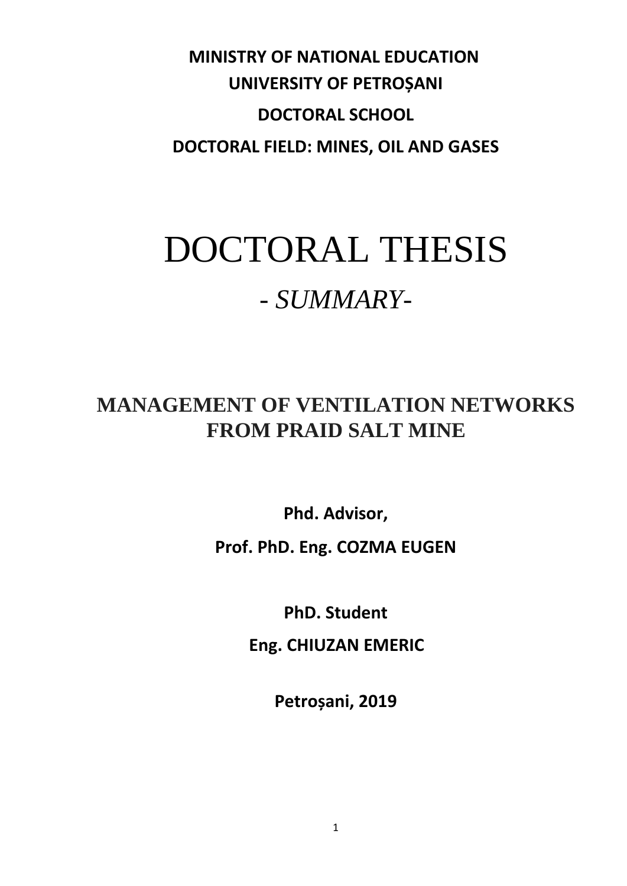**MINISTRY OF NATIONAL EDUCATION**

**UNIVERSITY OF PETROȘANI**

**DOCTORAL SCHOOL**

**DOCTORAL FIELD: MINES, OIL AND GASES**

# DOCTORAL THESIS

## - *SUMMARY*-

# MANAGEMENT OF VENTILATION NETWORKS FROM PRAID SALT MINE

**Phd. Advisor,**

**Prof. PhD. Eng. COZMA EUGEN**

**PhD. Student**

**Eng. CHIUZAN EMERIC**

**Petroșani, 2019**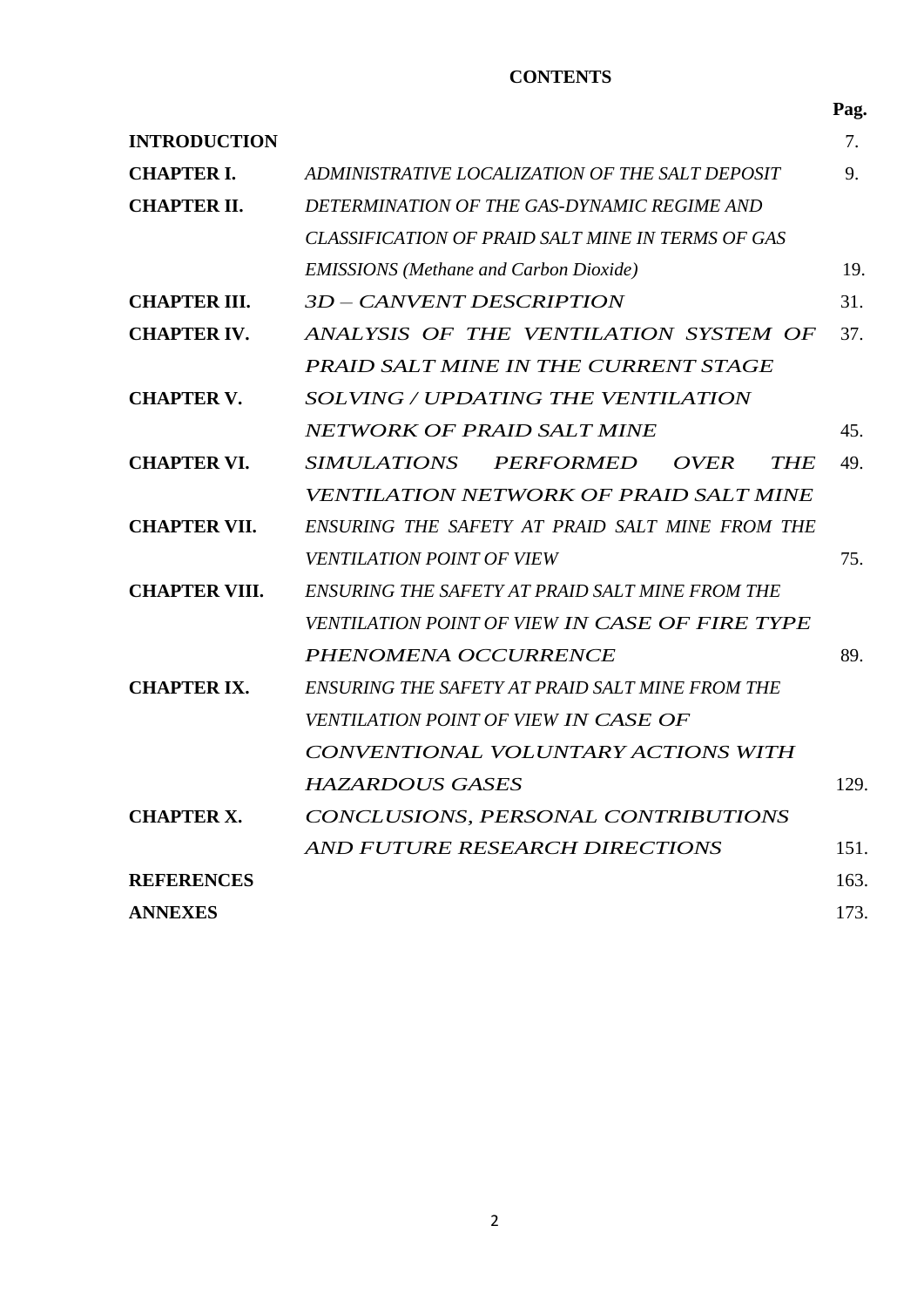# CONTENTS

| | | Pag. |
|---|---|---|
| **INTRODUCTION** | | 7. |
| **CHAPTER I.** | *ADMINISTRATIVE LOCALIZATION OF THE SALT DEPOSIT* | 9. |
| **CHAPTER II.** | *DETERMINATION OF THE GAS-DYNAMIC REGIME AND CLASSIFICATION OF PRAID SALT MINE IN TERMS OF GAS EMISSIONS (Methane and Carbon Dioxide)* | 19. |
| **CHAPTER III.** | *3D – CANVENT DESCRIPTION* | 31. |
| **CHAPTER IV.** | *ANALYSIS OF THE VENTILATION SYSTEM OF PRAID SALT MINE IN THE CURRENT STAGE* | 37. |
| **CHAPTER V.** | *SOLVING / UPDATING THE VENTILATION NETWORK OF PRAID SALT MINE* | 45. |
| **CHAPTER VI.** | *SIMULATIONS PERFORMED OVER THE VENTILATION NETWORK OF PRAID SALT MINE* | 49. |
| **CHAPTER VII.** | *ENSURING THE SAFETY AT PRAID SALT MINE FROM THE VENTILATION POINT OF VIEW* | 75. |
| **CHAPTER VIII.** | *ENSURING THE SAFETY AT PRAID SALT MINE FROM THE VENTILATION POINT OF VIEW IN CASE OF FIRE TYPE PHENOMENA OCCURRENCE* | 89. |
| **CHAPTER IX.** | *ENSURING THE SAFETY AT PRAID SALT MINE FROM THE VENTILATION POINT OF VIEW IN CASE OF CONVENTIONAL VOLUNTARY ACTIONS WITH HAZARDOUS GASES* | 129. |
| **CHAPTER X.** | *CONCLUSIONS, PERSONAL CONTRIBUTIONS AND FUTURE RESEARCH DIRECTIONS* | 151. |
| **REFERENCES** | | 163. |
| **ANNEXES** | | 173. |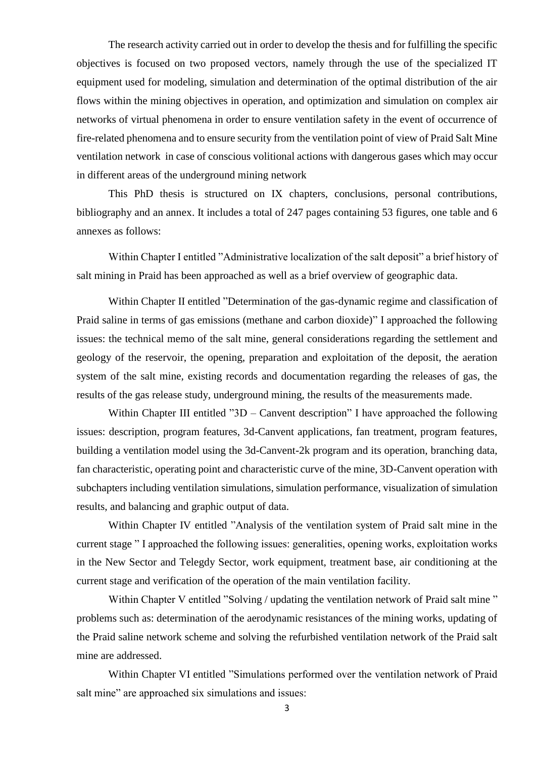The research activity carried out in order to develop the thesis and for fulfilling the specific objectives is focused on two proposed vectors, namely through the use of the specialized IT equipment used for modeling, simulation and determination of the optimal distribution of the air flows within the mining objectives in operation, and optimization and simulation on complex air networks of virtual phenomena in order to ensure ventilation safety in the event of occurrence of fire-related phenomena and to ensure security from the ventilation point of view of Praid Salt Mine ventilation network in case of conscious volitional actions with dangerous gases which may occur in different areas of the underground mining network

This PhD thesis is structured on IX chapters, conclusions, personal contributions, bibliography and an annex. It includes a total of 247 pages containing 53 figures, one table and 6 annexes as follows:

Within Chapter I entitled "Administrative localization of the salt deposit" a brief history of salt mining in Praid has been approached as well as a brief overview of geographic data.

Within Chapter II entitled "Determination of the gas-dynamic regime and classification of Praid saline in terms of gas emissions (methane and carbon dioxide)" I approached the following issues: the technical memo of the salt mine, general considerations regarding the settlement and geology of the reservoir, the opening, preparation and exploitation of the deposit, the aeration system of the salt mine, existing records and documentation regarding the releases of gas, the results of the gas release study, underground mining, the results of the measurements made.

Within Chapter III entitled "3D – Canvent description" I have approached the following issues: description, program features, 3d-Canvent applications, fan treatment, program features, building a ventilation model using the 3d-Canvent-2k program and its operation, branching data, fan characteristic, operating point and characteristic curve of the mine, 3D-Canvent operation with subchapters including ventilation simulations, simulation performance, visualization of simulation results, and balancing and graphic output of data.

Within Chapter IV entitled "Analysis of the ventilation system of Praid salt mine in the current stage " I approached the following issues: generalities, opening works, exploitation works in the New Sector and Telegdy Sector, work equipment, treatment base, air conditioning at the current stage and verification of the operation of the main ventilation facility.

Within Chapter V entitled "Solving / updating the ventilation network of Praid salt mine " problems such as: determination of the aerodynamic resistances of the mining works, updating of the Praid saline network scheme and solving the refurbished ventilation network of the Praid salt mine are addressed.

Within Chapter VI entitled "Simulations performed over the ventilation network of Praid salt mine" are approached six simulations and issues: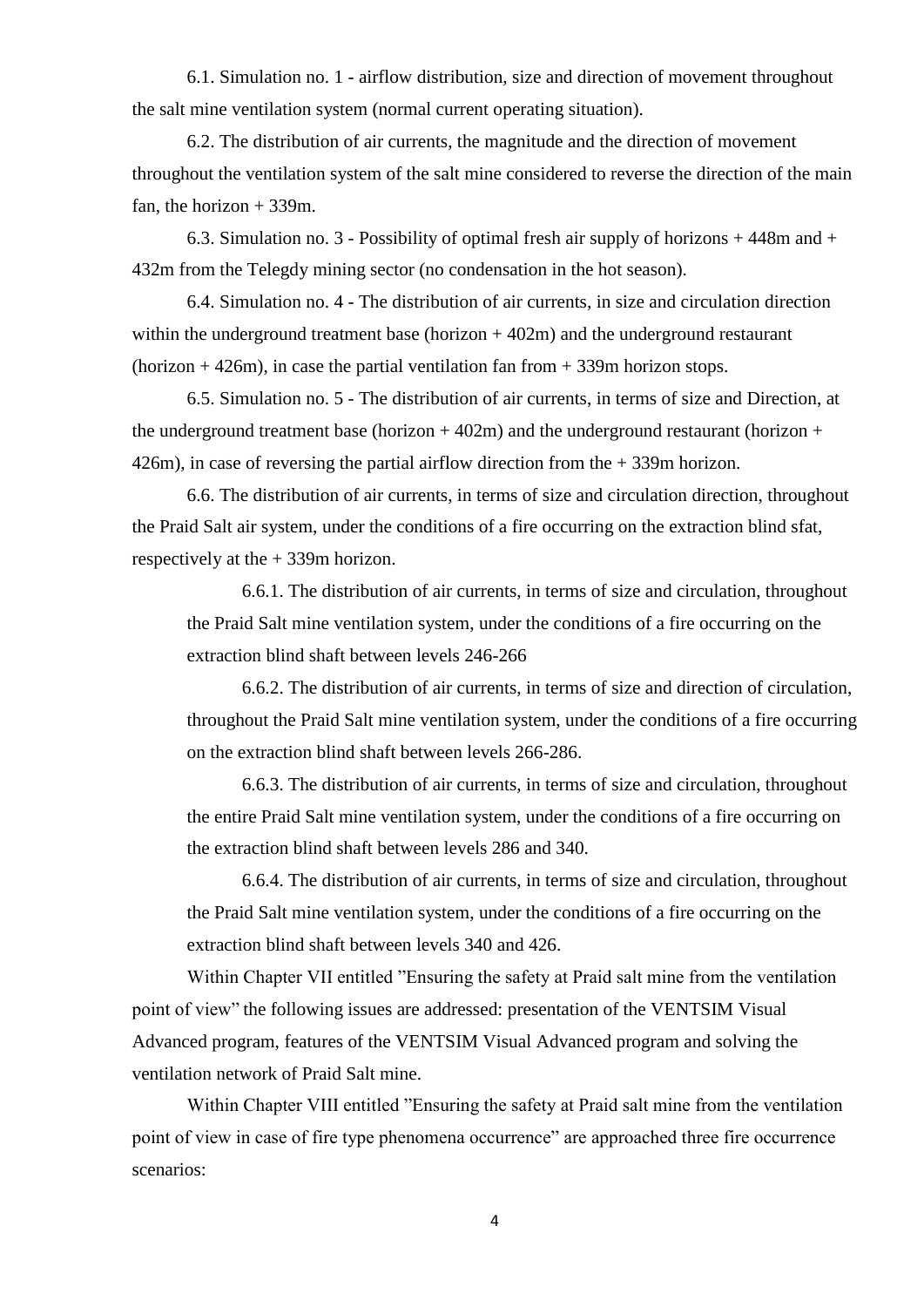6.1. Simulation no. 1 - airflow distribution, size and direction of movement throughout the salt mine ventilation system (normal current operating situation).

6.2. The distribution of air currents, the magnitude and the direction of movement throughout the ventilation system of the salt mine considered to reverse the direction of the main fan, the horizon + 339m.

6.3. Simulation no. 3 - Possibility of optimal fresh air supply of horizons + 448m and + 432m from the Telegdy mining sector (no condensation in the hot season).

6.4. Simulation no. 4 - The distribution of air currents, in size and circulation direction within the underground treatment base (horizon + 402m) and the underground restaurant (horizon + 426m), in case the partial ventilation fan from + 339m horizon stops.

6.5. Simulation no. 5 - The distribution of air currents, in terms of size and Direction, at the underground treatment base (horizon + 402m) and the underground restaurant (horizon + 426m), in case of reversing the partial airflow direction from the + 339m horizon.

6.6. The distribution of air currents, in terms of size and circulation direction, throughout the Praid Salt air system, under the conditions of a fire occurring on the extraction blind sfat, respectively at the + 339m horizon.

6.6.1. The distribution of air currents, in terms of size and circulation, throughout the Praid Salt mine ventilation system, under the conditions of a fire occurring on the extraction blind shaft between levels 246-266

6.6.2. The distribution of air currents, in terms of size and direction of circulation, throughout the Praid Salt mine ventilation system, under the conditions of a fire occurring on the extraction blind shaft between levels 266-286.

6.6.3. The distribution of air currents, in terms of size and circulation, throughout the entire Praid Salt mine ventilation system, under the conditions of a fire occurring on the extraction blind shaft between levels 286 and 340.

6.6.4. The distribution of air currents, in terms of size and circulation, throughout the Praid Salt mine ventilation system, under the conditions of a fire occurring on the extraction blind shaft between levels 340 and 426.

Within Chapter VII entitled ”Ensuring the safety at Praid salt mine from the ventilation point of view” the following issues are addressed: presentation of the VENTSIM Visual Advanced program, features of the VENTSIM Visual Advanced program and solving the ventilation network of Praid Salt mine.

Within Chapter VIII entitled ”Ensuring the safety at Praid salt mine from the ventilation point of view in case of fire type phenomena occurrence” are approached three fire occurrence scenarios: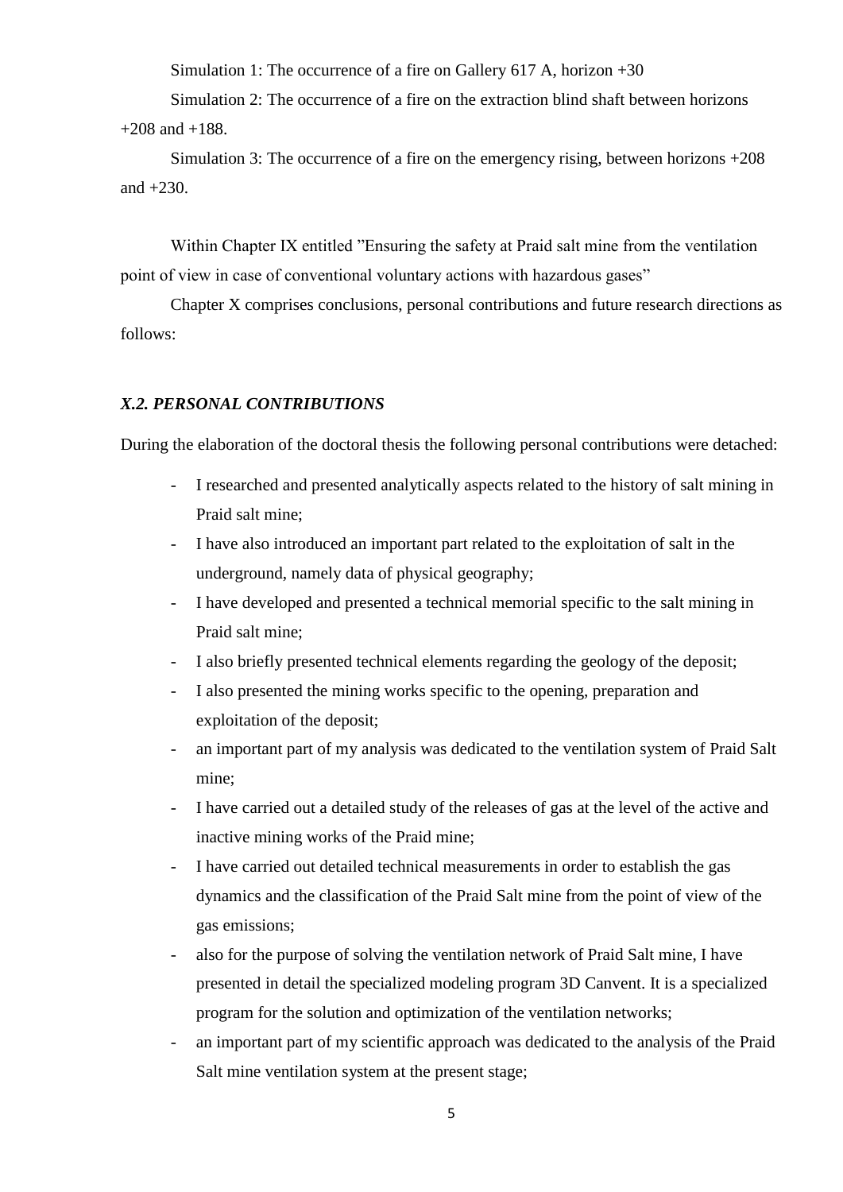Simulation 1: The occurrence of a fire on Gallery 617 A, horizon +30

Simulation 2: The occurrence of a fire on the extraction blind shaft between horizons +208 and +188.

Simulation 3: The occurrence of a fire on the emergency rising, between horizons +208 and +230.

Within Chapter IX entitled "Ensuring the safety at Praid salt mine from the ventilation point of view in case of conventional voluntary actions with hazardous gases"

Chapter X comprises conclusions, personal contributions and future research directions as follows:

### *X.2. PERSONAL CONTRIBUTIONS*

During the elaboration of the doctoral thesis the following personal contributions were detached:

- I researched and presented analytically aspects related to the history of salt mining in Praid salt mine;
- I have also introduced an important part related to the exploitation of salt in the underground, namely data of physical geography;
- I have developed and presented a technical memorial specific to the salt mining in Praid salt mine;
- I also briefly presented technical elements regarding the geology of the deposit;
- I also presented the mining works specific to the opening, preparation and exploitation of the deposit;
- an important part of my analysis was dedicated to the ventilation system of Praid Salt mine;
- I have carried out a detailed study of the releases of gas at the level of the active and inactive mining works of the Praid mine;
- I have carried out detailed technical measurements in order to establish the gas dynamics and the classification of the Praid Salt mine from the point of view of the gas emissions;
- also for the purpose of solving the ventilation network of Praid Salt mine, I have presented in detail the specialized modeling program 3D Canvent. It is a specialized program for the solution and optimization of the ventilation networks;
- an important part of my scientific approach was dedicated to the analysis of the Praid Salt mine ventilation system at the present stage;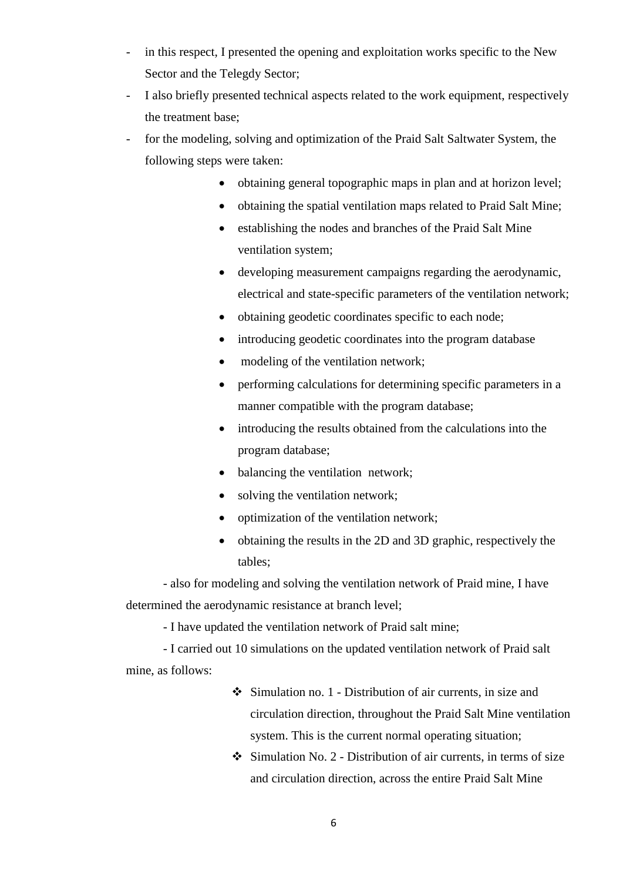- in this respect, I presented the opening and exploitation works specific to the New Sector and the Telegdy Sector;
- I also briefly presented technical aspects related to the work equipment, respectively the treatment base;
- for the modeling, solving and optimization of the Praid Salt Saltwater System, the following steps were taken:
  - obtaining general topographic maps in plan and at horizon level;
  - obtaining the spatial ventilation maps related to Praid Salt Mine;
  - establishing the nodes and branches of the Praid Salt Mine ventilation system;
  - developing measurement campaigns regarding the aerodynamic, electrical and state-specific parameters of the ventilation network;
  - obtaining geodetic coordinates specific to each node;
  - introducing geodetic coordinates into the program database
  - modeling of the ventilation network;
  - performing calculations for determining specific parameters in a manner compatible with the program database;
  - introducing the results obtained from the calculations into the program database;
  - balancing the ventilation network;
  - solving the ventilation network;
  - optimization of the ventilation network;
  - obtaining the results in the 2D and 3D graphic, respectively the tables;

- also for modeling and solving the ventilation network of Praid mine, I have determined the aerodynamic resistance at branch level;

- I have updated the ventilation network of Praid salt mine;

- I carried out 10 simulations on the updated ventilation network of Praid salt mine, as follows:

  - Simulation no. 1 - Distribution of air currents, in size and circulation direction, throughout the Praid Salt Mine ventilation system. This is the current normal operating situation;
  - Simulation No. 2 - Distribution of air currents, in terms of size and circulation direction, across the entire Praid Salt Mine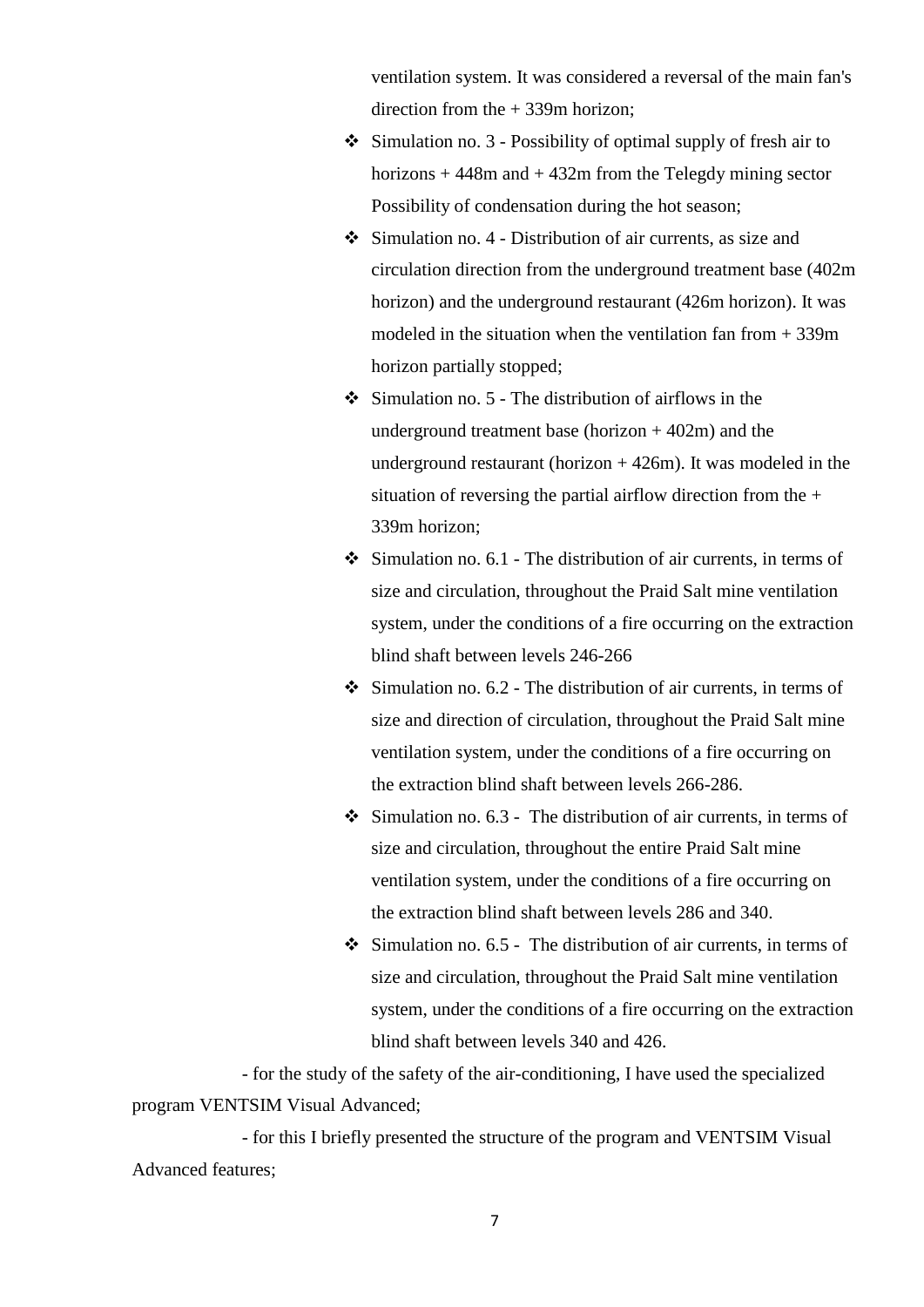ventilation system. It was considered a reversal of the main fan's direction from the + 339m horizon;

- Simulation no. 3 - Possibility of optimal supply of fresh air to horizons + 448m and + 432m from the Telegdy mining sector Possibility of condensation during the hot season;
- Simulation no. 4 - Distribution of air currents, as size and circulation direction from the underground treatment base (402m horizon) and the underground restaurant (426m horizon). It was modeled in the situation when the ventilation fan from + 339m horizon partially stopped;
- Simulation no. 5 - The distribution of airflows in the underground treatment base (horizon + 402m) and the underground restaurant (horizon + 426m). It was modeled in the situation of reversing the partial airflow direction from the + 339m horizon;
- Simulation no. 6.1 - The distribution of air currents, in terms of size and circulation, throughout the Praid Salt mine ventilation system, under the conditions of a fire occurring on the extraction blind shaft between levels 246-266
- Simulation no. 6.2 - The distribution of air currents, in terms of size and direction of circulation, throughout the Praid Salt mine ventilation system, under the conditions of a fire occurring on the extraction blind shaft between levels 266-286.
- Simulation no. 6.3 - The distribution of air currents, in terms of size and circulation, throughout the entire Praid Salt mine ventilation system, under the conditions of a fire occurring on the extraction blind shaft between levels 286 and 340.
- Simulation no. 6.5 - The distribution of air currents, in terms of size and circulation, throughout the Praid Salt mine ventilation system, under the conditions of a fire occurring on the extraction blind shaft between levels 340 and 426.

- for the study of the safety of the air-conditioning, I have used the specialized program VENTSIM Visual Advanced;

- for this I briefly presented the structure of the program and VENTSIM Visual Advanced features;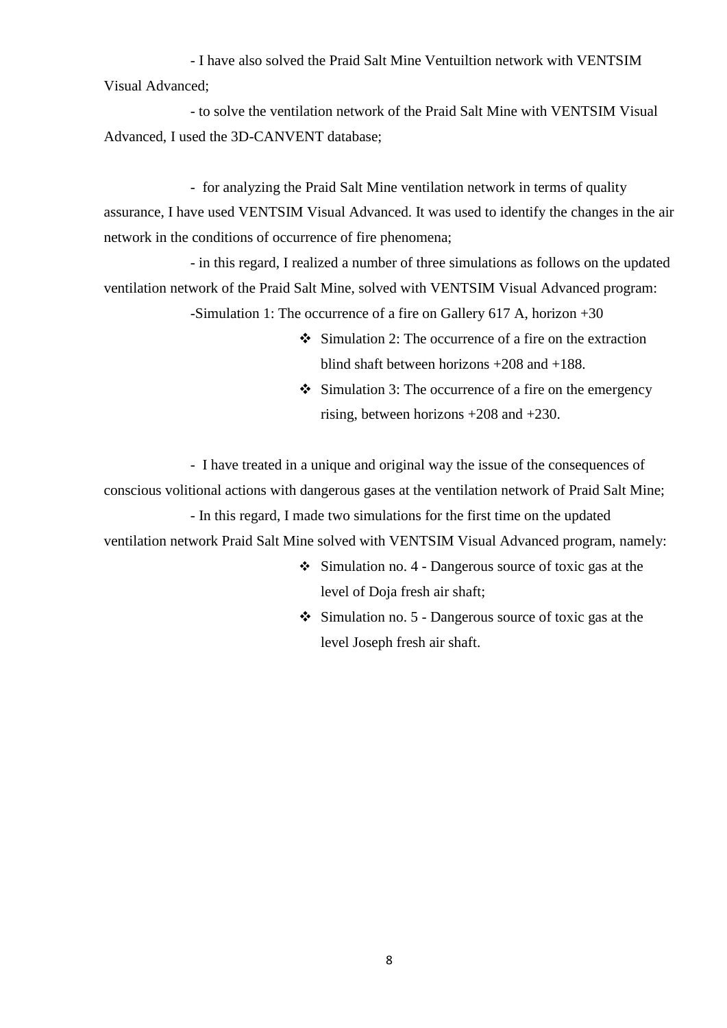- I have also solved the Praid Salt Mine Ventuiltion network with VENTSIM Visual Advanced;

- to solve the ventilation network of the Praid Salt Mine with VENTSIM Visual Advanced, I used the 3D-CANVENT database;

- for analyzing the Praid Salt Mine ventilation network in terms of quality assurance, I have used VENTSIM Visual Advanced. It was used to identify the changes in the air network in the conditions of occurrence of fire phenomena;

- in this regard, I realized a number of three simulations as follows on the updated ventilation network of the Praid Salt Mine, solved with VENTSIM Visual Advanced program:

-Simulation 1: The occurrence of a fire on Gallery 617 A, horizon +30

- Simulation 2: The occurrence of a fire on the extraction blind shaft between horizons +208 and +188.
- Simulation 3: The occurrence of a fire on the emergency rising, between horizons +208 and +230.

- I have treated in a unique and original way the issue of the consequences of conscious volitional actions with dangerous gases at the ventilation network of Praid Salt Mine;

- In this regard, I made two simulations for the first time on the updated ventilation network Praid Salt Mine solved with VENTSIM Visual Advanced program, namely:

- Simulation no. 4 - Dangerous source of toxic gas at the level of Doja fresh air shaft;
- Simulation no. 5 - Dangerous source of toxic gas at the level Joseph fresh air shaft.